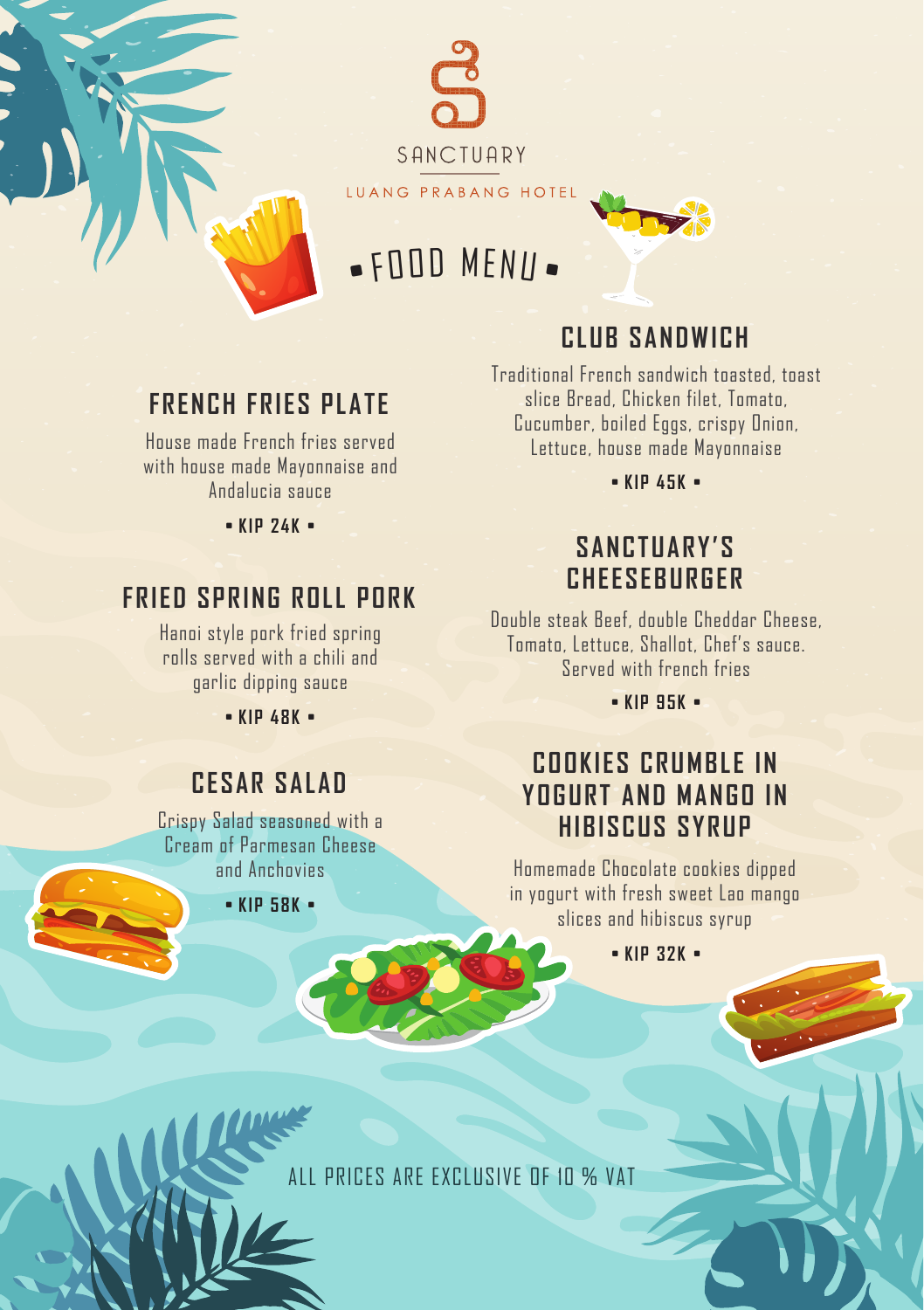SANCTUARY

LUANG PRABANG HOTEL

# • FOOD MENU •

## FRENCH FRIES PLATE

House made French fries served with house made Mayonnaise and Andalucia sauce

• KIP 24K •

## FRIED SPRING ROLL PORK

Hanoi style pork fried spring rolls served with a chili and garlic dipping sauce

• KIP 48K •

## CESAR SALAD

Crispy Salad seasoned with a Cream of Parmesan Cheese and Anchovies

• KIP 58K •

## CLUB SANDWICH

Traditional French sandwich toasted, toast slice Bread, Chicken filet, Tomato, Cucumber, boiled Eggs, crispy Onion, Lettuce, house made Mayonnaise

• KIP 45K •

## SANCTUARY'S CHEESEBURGER

Double steak Beef, double Cheddar Cheese, Tomato, Lettuce, Shallot, Chef's sauce. Served with french fries

• KIP 95K •

## COOKIES CRUMBLE IN YOGURT AND MANGO IN HIBISCUS SYRUP

Homemade Chocolate cookies dipped in yogurt with fresh sweet Lao mango slices and hibiscus syrup

• KIP 32K •

ALL PRICES ARE EXCLUSIVE OF 10 % VAT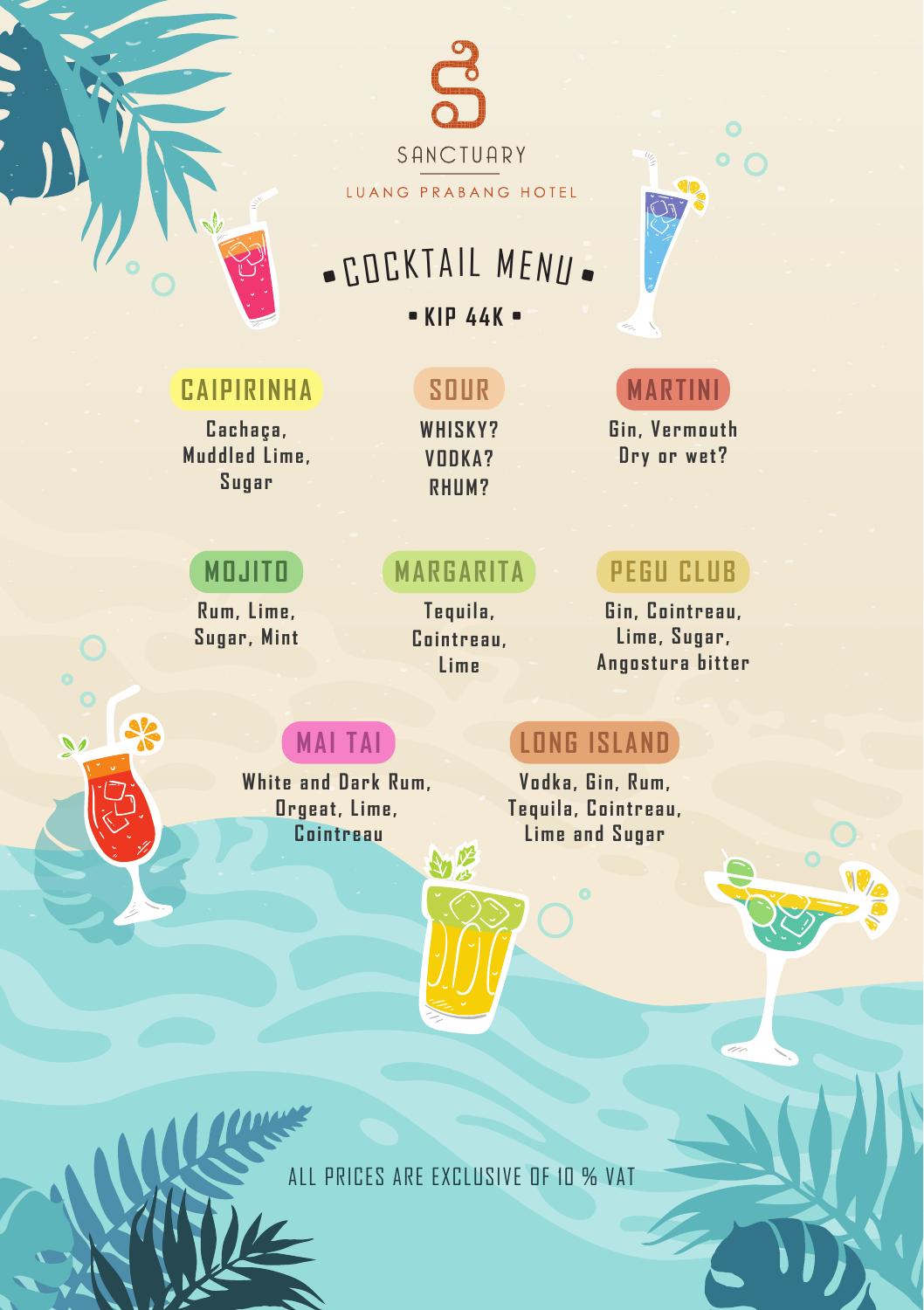SANCTUARY

LUANG PRABANG HOTEL

# COCKTAIL MENU

**KIP 44K**

## CAIPIRINHA

Cachaça,
Muddled Lime,
Sugar

## SOUR

WHISKY?
VODKA?
RHUM?

## MARTINI

Gin, Vermouth
Dry or wet?

## MOJITO

Rum, Lime,
Sugar, Mint

## MARGARITA

Tequila,
Cointreau,
Lime

## PEGU CLUB

Gin, Cointreau,
Lime, Sugar,
Angostura bitter

## MAI TAI

White and Dark Rum,
Orgeat, Lime,
Cointreau

## LONG ISLAND

Vodka, Gin, Rum,
Tequila, Cointreau,
Lime and Sugar

ALL PRICES ARE EXCLUSIVE OF 10 % VAT